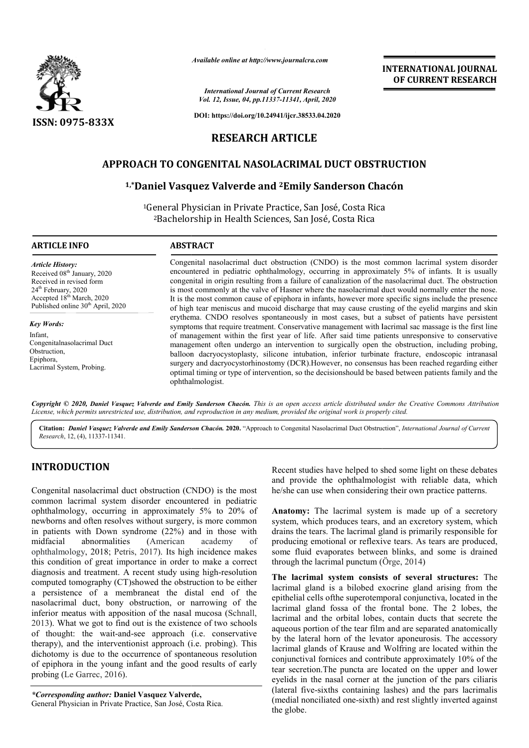Available online at http://www.journalcra.com

International Journal of Current Research
Vol. 12, Issue, 04, pp.11337-11341, April, 2020

DOI: https://doi.org/10.24941/ijcr.38533.04.2020

ISSN: 0975-833X

INTERNATIONAL JOURNAL OF CURRENT RESEARCH

## RESEARCH ARTICLE

# APPROACH TO CONGENITAL NASOLACRIMAL DUCT OBSTRUCTION

**[1,*]Daniel Vasquez Valverde and [2]Emily Sanderson Chacón**

[1]General Physician in Private Practice, San José, Costa Rica
[2]Bachelorship in Health Sciences, San José, Costa Rica

### ARTICLE INFO

*Article History:*
Received 08th January, 2020
Received in revised form
24th February, 2020
Accepted 18th March, 2020
Published online 30th April, 2020

*Key Words:*
Infant,
Congenitalnasolacrimal Duct Obstruction,
Epiphora,
Lacrimal System, Probing.

### ABSTRACT

Congenital nasolacrimal duct obstruction (CNDO) is the most common lacrimal system disorder encountered in pediatric ophthalmology, occurring in approximately 5% of infants. It is usually congenital in origin resulting from a failure of canalization of the nasolacrimal duct. The obstruction is most commonly at the valve of Hasner where the nasolacrimal duct would normally enter the nose. It is the most common cause of epiphora in infants, however more specific signs include the presence of high tear meniscus and mucoid discharge that may cause crusting of the eyelid margins and skin erythema. CNDO resolves spontaneously in most cases, but a subset of patients have persistent symptoms that require treatment. Conservative management with lacrimal sac massage is the first line of management within the first year of life. After said time patients unresponsive to conservative management often undergo an intervention to surgically open the obstruction, including probing, balloon dacryocystoplasty, silicone intubation, inferior turbinate fracture, endoscopic intranasal surgery and dacryocystorhinostomy (DCR).However, no consensus has been reached regarding either optimal timing or type of intervention, so the decisionshould be based between patients family and the ophthalmologist.

*Copyright © 2020, Daniel Vasquez Valverde and Emily Sanderson Chacón. This is an open access article distributed under the Creative Commons Attribution License, which permits unrestricted use, distribution, and reproduction in any medium, provided the original work is properly cited.*

**Citation:** *Daniel Vasquez Valverde and Emily Sanderson Chacón.* **2020.** "Approach to Congenital Nasolacrimal Duct Obstruction", *International Journal of Current Research*, 12, (4), 11337-11341.

## INTRODUCTION

Congenital nasolacrimal duct obstruction (CNDO) is the most common lacrimal system disorder encountered in pediatric ophthalmology, occurring in approximately 5% to 20% of newborns and often resolves without surgery, is more common in patients with Down syndrome (22%) and in those with midfacial abnormalities (American academy of ophthalmology, 2018; Petris, 2017). Its high incidence makes this condition of great importance in order to make a correct diagnosis and treatment. A recent study using high-resolution computed tomography (CT)showed the obstruction to be either a persistence of a membraneat the distal end of the nasolacrimal duct, bony obstruction, or narrowing of the inferior meatus with apposition of the nasal mucosa (Schnall, 2013). What we got to find out is the existence of two schools of thought: the wait-and-see approach (i.e. conservative therapy), and the interventionist approach (i.e. probing). This dichotomy is due to the occurrence of spontaneous resolution of epiphora in the young infant and the good results of early probing (Le Garrec, 2016).

Recent studies have helped to shed some light on these debates and provide the ophthalmologist with reliable data, which he/she can use when considering their own practice patterns.

**Anatomy:** The lacrimal system is made up of a secretory system, which produces tears, and an excretory system, which drains the tears. The lacrimal gland is primarily responsible for producing emotional or reflexive tears. As tears are produced, some fluid evaporates between blinks, and some is drained through the lacrimal punctum (Örge, 2014)

**The lacrimal system consists of several structures:** The lacrimal gland is a bilobed exocrine gland arising from the epithelial cells ofthe superotemporal conjunctiva, located in the lacrimal gland fossa of the frontal bone. The 2 lobes, the lacrimal and the orbital lobes, contain ducts that secrete the aqueous portion of the tear film and are separated anatomically by the lateral horn of the levator aponeurosis. The accessory lacrimal glands of Krause and Wolfring are located within the conjunctival fornices and contribute approximately 10% of the tear secretion.The puncta are located on the upper and lower eyelids in the nasal corner at the junction of the pars ciliaris (lateral five-sixths containing lashes) and the pars lacrimalis (medial nonciliated one-sixth) and rest slightly inverted against the globe.

**\*Corresponding author:** **Daniel Vasquez Valverde,**
General Physician in Private Practice, San José, Costa Rica.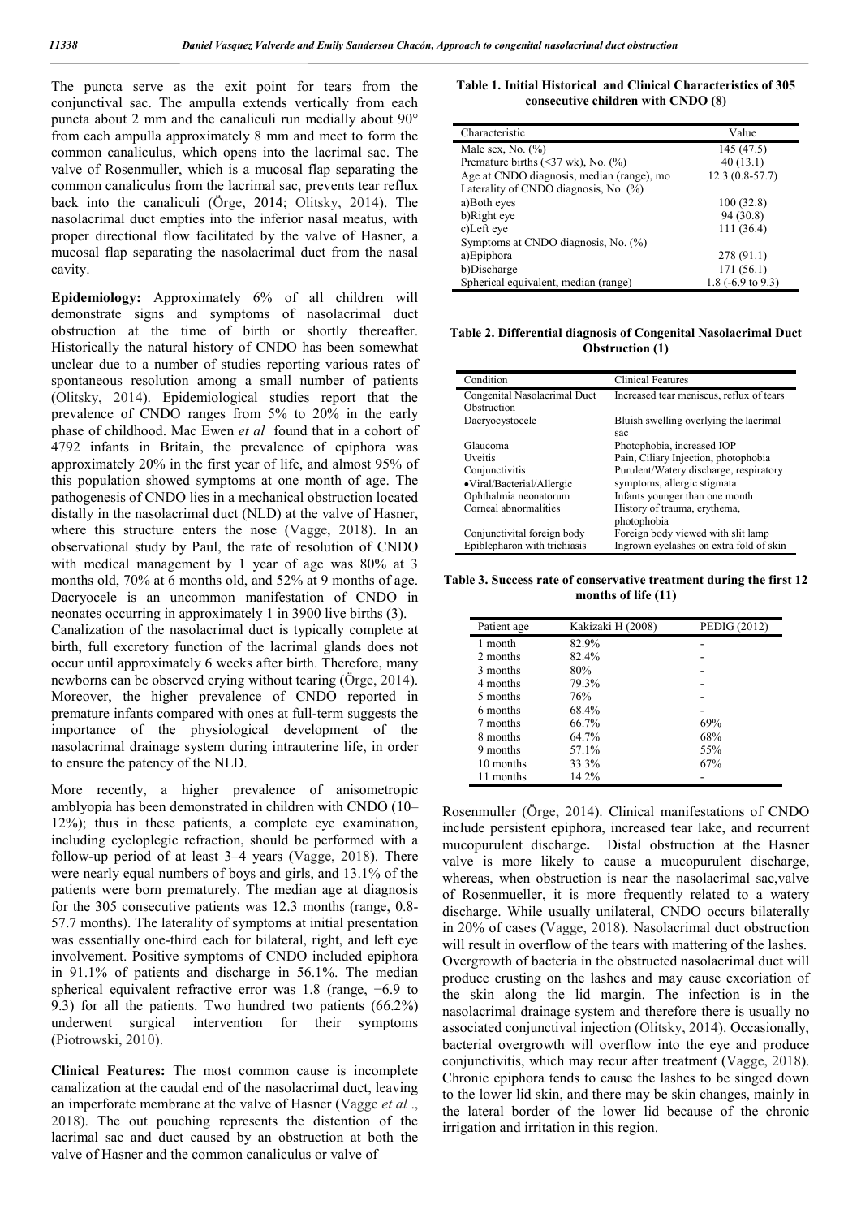The puncta serve as the exit point for tears from the conjunctival sac. The ampulla extends vertically from each puncta about 2 mm and the canaliculi run medially about 90° from each ampulla approximately 8 mm and meet to form the common canaliculus, which opens into the lacrimal sac. The valve of Rosenmuller, which is a mucosal flap separating the common canaliculus from the lacrimal sac, prevents tear reflux back into the canaliculi (Örge, 2014; Olitsky, 2014). The nasolacrimal duct empties into the inferior nasal meatus, with proper directional flow facilitated by the valve of Hasner, a mucosal flap separating the nasolacrimal duct from the nasal cavity.

**Epidemiology:** Approximately 6% of all children will demonstrate signs and symptoms of nasolacrimal duct obstruction at the time of birth or shortly thereafter. Historically the natural history of CNDO has been somewhat unclear due to a number of studies reporting various rates of spontaneous resolution among a small number of patients (Olitsky, 2014). Epidemiological studies report that the prevalence of CNDO ranges from 5% to 20% in the early phase of childhood. Mac Ewen *et al* found that in a cohort of 4792 infants in Britain, the prevalence of epiphora was approximately 20% in the first year of life, and almost 95% of this population showed symptoms at one month of age. The pathogenesis of CNDO lies in a mechanical obstruction located distally in the nasolacrimal duct (NLD) at the valve of Hasner, where this structure enters the nose (Vagge, 2018). In an observational study by Paul, the rate of resolution of CNDO with medical management by 1 year of age was 80% at 3 months old, 70% at 6 months old, and 52% at 9 months of age. Dacryocele is an uncommon manifestation of CNDO in neonates occurring in approximately 1 in 3900 live births (3). Canalization of the nasolacrimal duct is typically complete at birth, full excretory function of the lacrimal glands does not occur until approximately 6 weeks after birth. Therefore, many newborns can be observed crying without tearing (Örge, 2014). Moreover, the higher prevalence of CNDO reported in premature infants compared with ones at full-term suggests the importance of the physiological development of the nasolacrimal drainage system during intrauterine life, in order to ensure the patency of the NLD.

More recently, a higher prevalence of anisometropic amblyopia has been demonstrated in children with CNDO (10–12%); thus in these patients, a complete eye examination, including cycloplegic refraction, should be performed with a follow-up period of at least 3–4 years (Vagge, 2018). There were nearly equal numbers of boys and girls, and 13.1% of the patients were born prematurely. The median age at diagnosis for the 305 consecutive patients was 12.3 months (range, 0.8-57.7 months). The laterality of symptoms at initial presentation was essentially one-third each for bilateral, right, and left eye involvement. Positive symptoms of CNDO included epiphora in 91.1% of patients and discharge in 56.1%. The median spherical equivalent refractive error was 1.8 (range, −6.9 to 9.3) for all the patients. Two hundred two patients (66.2%) underwent surgical intervention for their symptoms (Piotrowski, 2010).

**Clinical Features:** The most common cause is incomplete canalization at the caudal end of the nasolacrimal duct, leaving an imperforate membrane at the valve of Hasner (Vagge *et al* ., 2018). The out pouching represents the distention of the lacrimal sac and duct caused by an obstruction at both the valve of Hasner and the common canaliculus or valve of Rosenmuller (Örge, 2014). Clinical manifestations of CNDO include persistent epiphora, increased tear lake, and recurrent mucopurulent discharge**.** Distal obstruction at the Hasner valve is more likely to cause a mucopurulent discharge, whereas, when obstruction is near the nasolacrimal sac,valve of Rosenmueller, it is more frequently related to a watery discharge. While usually unilateral, CNDO occurs bilaterally in 20% of cases (Vagge, 2018). Nasolacrimal duct obstruction will result in overflow of the tears with mattering of the lashes. Overgrowth of bacteria in the obstructed nasolacrimal duct will produce crusting on the lashes and may cause excoriation of the skin along the lid margin. The infection is in the nasolacrimal drainage system and therefore there is usually no associated conjunctival injection (Olitsky, 2014). Occasionally, bacterial overgrowth will overflow into the eye and produce conjunctivitis, which may recur after treatment (Vagge, 2018). Chronic epiphora tends to cause the lashes to be singed down to the lower lid skin, and there may be skin changes, mainly in the lateral border of the lower lid because of the chronic irrigation and irritation in this region.

**Table 1. Initial Historical and Clinical Characteristics of 305 consecutive children with CNDO (8)**

| Characteristic | Value |
|---|---|
| Male sex, No. (%) | 145 (47.5) |
| Premature births (<37 wk), No. (%) | 40 (13.1) |
| Age at CNDO diagnosis, median (range), mo | 12.3 (0.8-57.7) |
| Laterality of CNDO diagnosis, No. (%) | |
| a)Both eyes | 100 (32.8) |
| b)Right eye | 94 (30.8) |
| c)Left eye | 111 (36.4) |
| Symptoms at CNDO diagnosis, No. (%) | |
| a)Epiphora | 278 (91.1) |
| b)Discharge | 171 (56.1) |
| Spherical equivalent, median (range) | 1.8 (-6.9 to 9.3) |

**Table 2. Differential diagnosis of Congenital Nasolacrimal Duct Obstruction (1)**

| Condition | Clinical Features |
|---|---|
| Congenital Nasolacrimal Duct Obstruction | Increased tear meniscus, reflux of tears |
| Dacryocystocele | Bluish swelling overlying the lacrimal sac |
| Glaucoma | Photophobia, increased IOP |
| Uveitis | Pain, Ciliary Injection, photophobia |
| Conjunctivitis | Purulent/Watery discharge, respiratory |
| •Viral/Bacterial/Allergic | symptoms, allergic stigmata |
| Ophthalmia neonatorum | Infants younger than one month |
| Corneal abnormalities | History of trauma, erythema, photophobia |
| Conjunctival foreign body | Foreign body viewed with slit lamp |
| Epiblepharon with trichiasis | Ingrown eyelashes on extra fold of skin |

**Table 3. Success rate of conservative treatment during the first 12 months of life (11)**

| Patient age | Kakizaki H (2008) | PEDIG (2012) |
|---|---|---|
| 1 month | 82.9% | - |
| 2 months | 82.4% | - |
| 3 months | 80% | - |
| 4 months | 79.3% | - |
| 5 months | 76% | - |
| 6 months | 68.4% | - |
| 7 months | 66.7% | 69% |
| 8 months | 64.7% | 68% |
| 9 months | 57.1% | 55% |
| 10 months | 33.3% | 67% |
| 11 months | 14.2% | - |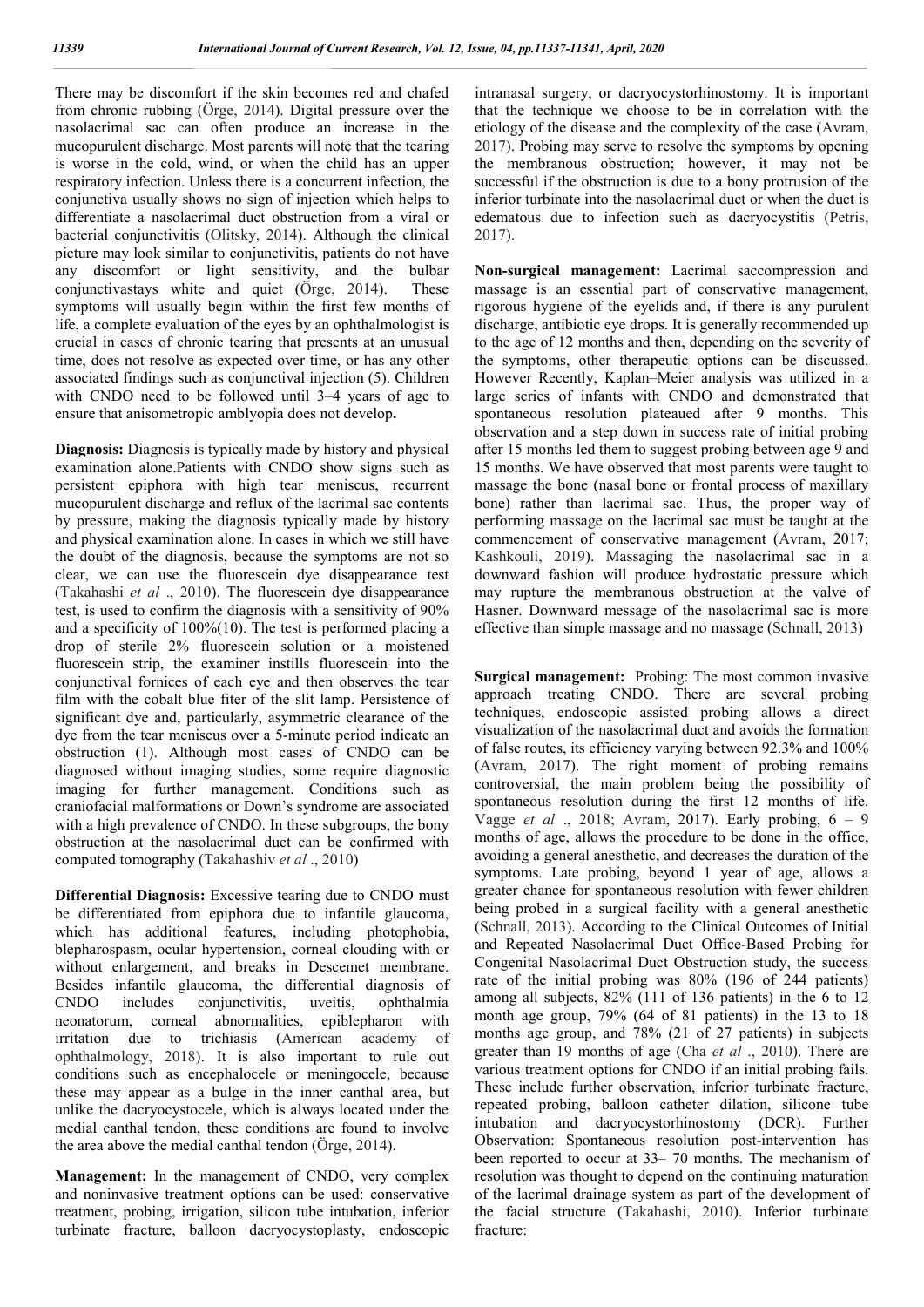There may be discomfort if the skin becomes red and chafed from chronic rubbing (Örge, 2014). Digital pressure over the nasolacrimal sac can often produce an increase in the mucopurulent discharge. Most parents will note that the tearing is worse in the cold, wind, or when the child has an upper respiratory infection. Unless there is a concurrent infection, the conjunctiva usually shows no sign of injection which helps to differentiate a nasolacrimal duct obstruction from a viral or bacterial conjunctivitis (Olitsky, 2014). Although the clinical picture may look similar to conjunctivitis, patients do not have any discomfort or light sensitivity, and the bulbar conjunctivastays white and quiet (Örge, 2014). These symptoms will usually begin within the first few months of life, a complete evaluation of the eyes by an ophthalmologist is crucial in cases of chronic tearing that presents at an unusual time, does not resolve as expected over time, or has any other associated findings such as conjunctival injection (5). Children with CNDO need to be followed until 3–4 years of age to ensure that anisometropic amblyopia does not develop**.**

**Diagnosis:** Diagnosis is typically made by history and physical examination alone.Patients with CNDO show signs such as persistent epiphora with high tear meniscus, recurrent mucopurulent discharge and reflux of the lacrimal sac contents by pressure, making the diagnosis typically made by history and physical examination alone. In cases in which we still have the doubt of the diagnosis, because the symptoms are not so clear, we can use the fluorescein dye disappearance test (Takahashi *et al* ., 2010). The fluorescein dye disappearance test, is used to confirm the diagnosis with a sensitivity of 90% and a specificity of 100%(10). The test is performed placing a drop of sterile 2% fluorescein solution or a moistened fluorescein strip, the examiner instills fluorescein into the conjunctival fornices of each eye and then observes the tear film with the cobalt blue fiter of the slit lamp. Persistence of significant dye and, particularly, asymmetric clearance of the dye from the tear meniscus over a 5-minute period indicate an obstruction (1). Although most cases of CNDO can be diagnosed without imaging studies, some require diagnostic imaging for further management. Conditions such as craniofacial malformations or Down's syndrome are associated with a high prevalence of CNDO. In these subgroups, the bony obstruction at the nasolacrimal duct can be confirmed with computed tomography (Takahashiv *et al* ., 2010)

**Differential Diagnosis:** Excessive tearing due to CNDO must be differentiated from epiphora due to infantile glaucoma, which has additional features, including photophobia, blepharospasm, ocular hypertension, corneal clouding with or without enlargement, and breaks in Descemet membrane. Besides infantile glaucoma, the differential diagnosis of CNDO includes conjunctivitis, uveitis, ophthalmia neonatorum, corneal abnormalities, epiblepharon with irritation due to trichiasis (American academy of ophthalmology, 2018). It is also important to rule out conditions such as encephalocele or meningocele, because these may appear as a bulge in the inner canthal area, but unlike the dacryocystocele, which is always located under the medial canthal tendon, these conditions are found to involve the area above the medial canthal tendon (Örge, 2014).

**Management:** In the management of CNDO, very complex and noninvasive treatment options can be used: conservative treatment, probing, irrigation, silicon tube intubation, inferior turbinate fracture, balloon dacryocystoplasty, endoscopic intranasal surgery, or dacryocystorhinostomy. It is important that the technique we choose to be in correlation with the etiology of the disease and the complexity of the case (Avram, 2017). Probing may serve to resolve the symptoms by opening the membranous obstruction; however, it may not be successful if the obstruction is due to a bony protrusion of the inferior turbinate into the nasolacrimal duct or when the duct is edematous due to infection such as dacryocystitis (Petris, 2017).

**Non-surgical management:** Lacrimal saccompression and massage is an essential part of conservative management, rigorous hygiene of the eyelids and, if there is any purulent discharge, antibiotic eye drops. It is generally recommended up to the age of 12 months and then, depending on the severity of the symptoms, other therapeutic options can be discussed. However Recently, Kaplan–Meier analysis was utilized in a large series of infants with CNDO and demonstrated that spontaneous resolution plateaued after 9 months. This observation and a step down in success rate of initial probing after 15 months led them to suggest probing between age 9 and 15 months. We have observed that most parents were taught to massage the bone (nasal bone or frontal process of maxillary bone) rather than lacrimal sac. Thus, the proper way of performing massage on the lacrimal sac must be taught at the commencement of conservative management (Avram, 2017; Kashkouli, 2019). Massaging the nasolacrimal sac in a downward fashion will produce hydrostatic pressure which may rupture the membranous obstruction at the valve of Hasner. Downward message of the nasolacrimal sac is more effective than simple massage and no massage (Schnall, 2013)

**Surgical management:** Probing: The most common invasive approach treating CNDO. There are several probing techniques, endoscopic assisted probing allows a direct visualization of the nasolacrimal duct and avoids the formation of false routes, its efficiency varying between 92.3% and 100% (Avram, 2017). The right moment of probing remains controversial, the main problem being the possibility of spontaneous resolution during the first 12 months of life. Vagge *et al* ., 2018; Avram, 2017). Early probing, 6 – 9 months of age, allows the procedure to be done in the office, avoiding a general anesthetic, and decreases the duration of the symptoms. Late probing, beyond 1 year of age, allows a greater chance for spontaneous resolution with fewer children being probed in a surgical facility with a general anesthetic (Schnall, 2013). According to the Clinical Outcomes of Initial and Repeated Nasolacrimal Duct Office-Based Probing for Congenital Nasolacrimal Duct Obstruction study, the success rate of the initial probing was 80% (196 of 244 patients) among all subjects, 82% (111 of 136 patients) in the 6 to 12 month age group, 79% (64 of 81 patients) in the 13 to 18 months age group, and 78% (21 of 27 patients) in subjects greater than 19 months of age (Cha *et al* ., 2010). There are various treatment options for CNDO if an initial probing fails. These include further observation, inferior turbinate fracture, repeated probing, balloon catheter dilation, silicone tube intubation and dacryocystorhinostomy (DCR). Further Observation: Spontaneous resolution post-intervention has been reported to occur at 33– 70 months. The mechanism of resolution was thought to depend on the continuing maturation of the lacrimal drainage system as part of the development of the facial structure (Takahashi, 2010). Inferior turbinate fracture: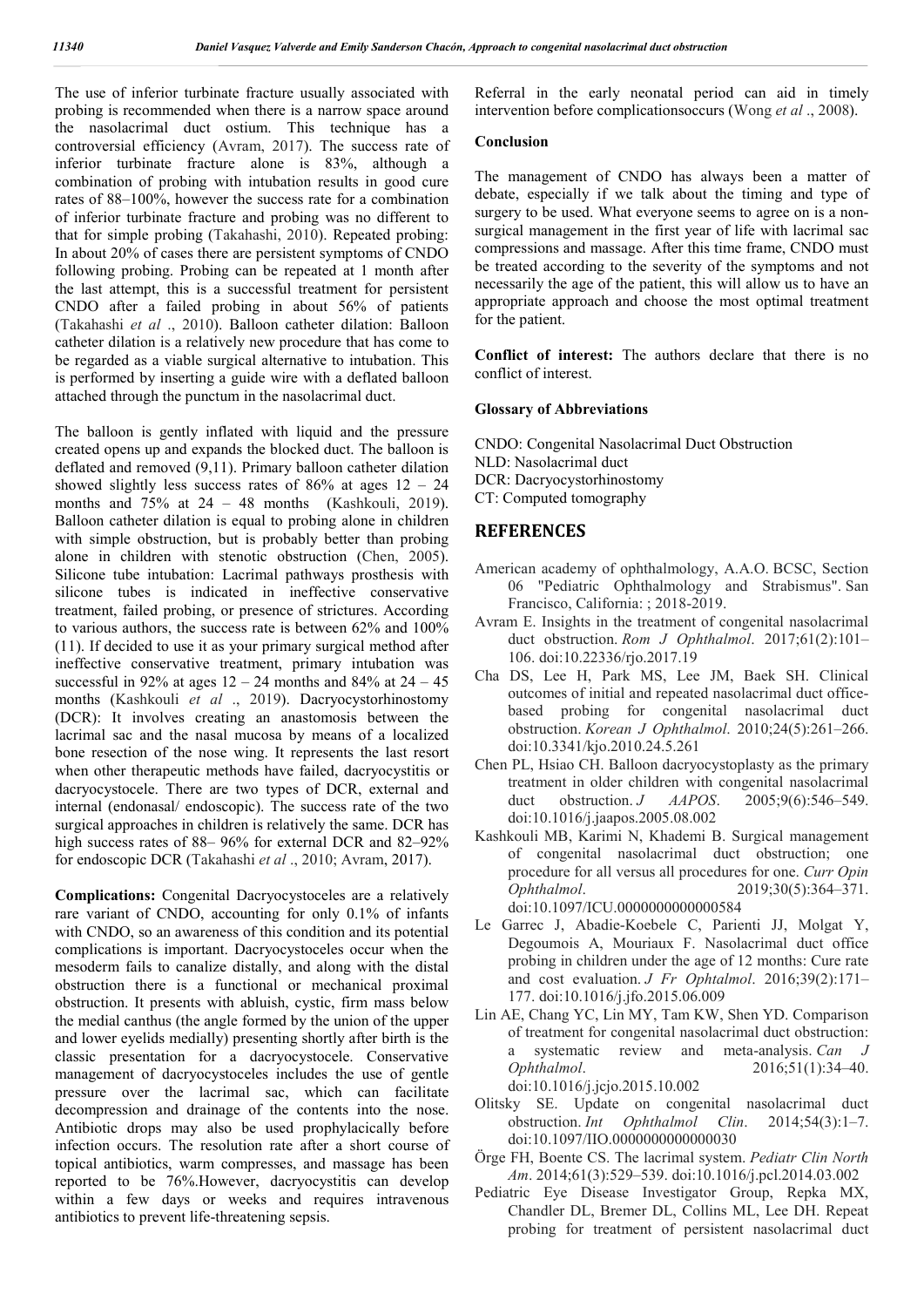The use of inferior turbinate fracture usually associated with probing is recommended when there is a narrow space around the nasolacrimal duct ostium. This technique has a controversial efficiency (Avram, 2017). The success rate of inferior turbinate fracture alone is 83%, although a combination of probing with intubation results in good cure rates of 88–100%, however the success rate for a combination of inferior turbinate fracture and probing was no different to that for simple probing (Takahashi, 2010). Repeated probing: In about 20% of cases there are persistent symptoms of CNDO following probing. Probing can be repeated at 1 month after the last attempt, this is a successful treatment for persistent CNDO after a failed probing in about 56% of patients (Takahashi *et al* ., 2010). Balloon catheter dilation: Balloon catheter dilation is a relatively new procedure that has come to be regarded as a viable surgical alternative to intubation. This is performed by inserting a guide wire with a deflated balloon attached through the punctum in the nasolacrimal duct.

The balloon is gently inflated with liquid and the pressure created opens up and expands the blocked duct. The balloon is deflated and removed (9,11). Primary balloon catheter dilation showed slightly less success rates of 86% at ages 12 – 24 months and 75% at 24 – 48 months (Kashkouli, 2019). Balloon catheter dilation is equal to probing alone in children with simple obstruction, but is probably better than probing alone in children with stenotic obstruction (Chen, 2005). Silicone tube intubation: Lacrimal pathways prosthesis with silicone tubes is indicated in ineffective conservative treatment, failed probing, or presence of strictures. According to various authors, the success rate is between 62% and 100% (11). If decided to use it as your primary surgical method after ineffective conservative treatment, primary intubation was successful in 92% at ages 12 – 24 months and 84% at 24 – 45 months (Kashkouli *et al* ., 2019). Dacryocystorhinostomy (DCR): It involves creating an anastomosis between the lacrimal sac and the nasal mucosa by means of a localized bone resection of the nose wing. It represents the last resort when other therapeutic methods have failed, dacryocystitis or dacryocystocele. There are two types of DCR, external and internal (endonasal/ endoscopic). The success rate of the two surgical approaches in children is relatively the same. DCR has high success rates of 88– 96% for external DCR and 82–92% for endoscopic DCR (Takahashi *et al* ., 2010; Avram, 2017).

**Complications:** Congenital Dacryocystoceles are a relatively rare variant of CNDO, accounting for only 0.1% of infants with CNDO, so an awareness of this condition and its potential complications is important. Dacryocystoceles occur when the mesoderm fails to canalize distally, and along with the distal obstruction there is a functional or mechanical proximal obstruction. It presents with abluish, cystic, firm mass below the medial canthus (the angle formed by the union of the upper and lower eyelids medially) presenting shortly after birth is the classic presentation for a dacryocystocele. Conservative management of dacryocystoceles includes the use of gentle pressure over the lacrimal sac, which can facilitate decompression and drainage of the contents into the nose. Antibiotic drops may also be used prophylacically before infection occurs. The resolution rate after a short course of topical antibiotics, warm compresses, and massage has been reported to be 76%.However, dacryocystitis can develop within a few days or weeks and requires intravenous antibiotics to prevent life-threatening sepsis.

Referral in the early neonatal period can aid in timely intervention before complicationsoccurs (Wong *et al* ., 2008).

### Conclusion

The management of CNDO has always been a matter of debate, especially if we talk about the timing and type of surgery to be used. What everyone seems to agree on is a non-surgical management in the first year of life with lacrimal sac compressions and massage. After this time frame, CNDO must be treated according to the severity of the symptoms and not necessarily the age of the patient, this will allow us to have an appropriate approach and choose the most optimal treatment for the patient.

**Conflict of interest:** The authors declare that there is no conflict of interest.

### Glossary of Abbreviations

CNDO: Congenital Nasolacrimal Duct Obstruction
NLD: Nasolacrimal duct
DCR: Dacryocystorhinostomy
CT: Computed tomography

## REFERENCES

American academy of ophthalmology, A.A.O. BCSC, Section 06 "Pediatric Ophthalmology and Strabismus". San Francisco, California: ; 2018-2019.

Avram E. Insights in the treatment of congenital nasolacrimal duct obstruction. *Rom J Ophthalmol*. 2017;61(2):101–106. doi:10.22336/rjo.2017.19

Cha DS, Lee H, Park MS, Lee JM, Baek SH. Clinical outcomes of initial and repeated nasolacrimal duct office-based probing for congenital nasolacrimal duct obstruction. *Korean J Ophthalmol*. 2010;24(5):261–266. doi:10.3341/kjo.2010.24.5.261

Chen PL, Hsiao CH. Balloon dacryocystoplasty as the primary treatment in older children with congenital nasolacrimal duct obstruction. *J AAPOS*. 2005;9(6):546–549. doi:10.1016/j.jaapos.2005.08.002

Kashkouli MB, Karimi N, Khademi B. Surgical management of congenital nasolacrimal duct obstruction; one procedure for all versus all procedures for one. *Curr Opin Ophthalmol*. 2019;30(5):364–371. doi:10.1097/ICU.0000000000000584

Le Garrec J, Abadie-Koebele C, Parienti JJ, Molgat Y, Degoumois A, Mouriaux F. Nasolacrimal duct office probing in children under the age of 12 months: Cure rate and cost evaluation. *J Fr Ophtalmol*. 2016;39(2):171–177. doi:10.1016/j.jfo.2015.06.009

Lin AE, Chang YC, Lin MY, Tam KW, Shen YD. Comparison of treatment for congenital nasolacrimal duct obstruction: a systematic review and meta-analysis. *Can J Ophthalmol*. 2016;51(1):34–40. doi:10.1016/j.jcjo.2015.10.002

Olitsky SE. Update on congenital nasolacrimal duct obstruction. *Int Ophthalmol Clin*. 2014;54(3):1–7. doi:10.1097/IIO.0000000000000030

Örge FH, Boente CS. The lacrimal system. *Pediatr Clin North Am*. 2014;61(3):529–539. doi:10.1016/j.pcl.2014.03.002

Pediatric Eye Disease Investigator Group, Repka MX, Chandler DL, Bremer DL, Collins ML, Lee DH. Repeat probing for treatment of persistent nasolacrimal duct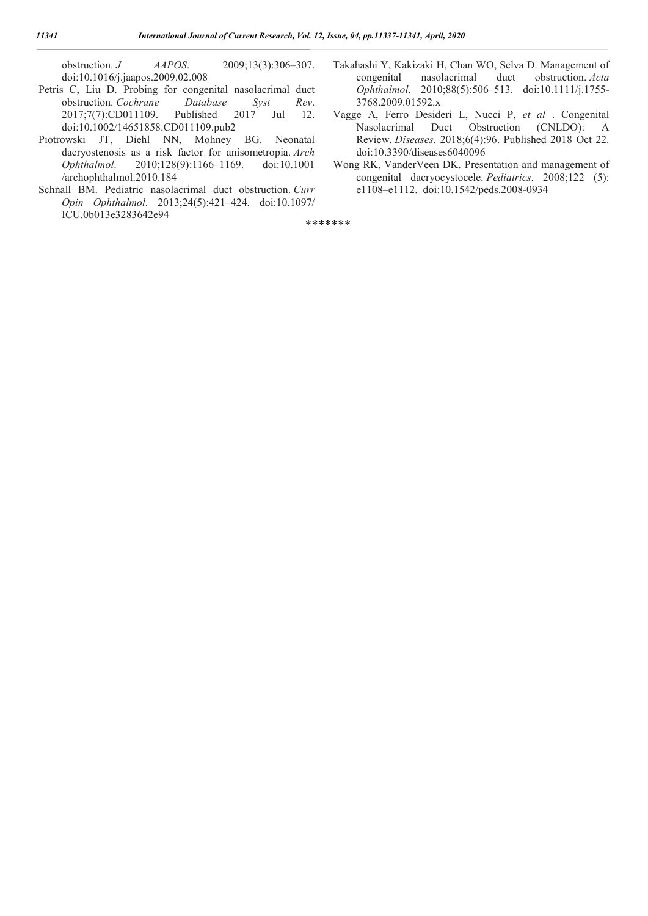obstruction. *J AAPOS*. 2009;13(3):306–307. doi:10.1016/j.jaapos.2009.02.008

Petris C, Liu D. Probing for congenital nasolacrimal duct obstruction. *Cochrane Database Syst Rev*. 2017;7(7):CD011109. Published 2017 Jul 12. doi:10.1002/14651858.CD011109.pub2

Piotrowski JT, Diehl NN, Mohney BG. Neonatal dacryostenosis as a risk factor for anisometropia. *Arch Ophthalmol*. 2010;128(9):1166–1169. doi:10.1001 /archophthalmol.2010.184

Schnall BM. Pediatric nasolacrimal duct obstruction. *Curr Opin Ophthalmol*. 2013;24(5):421–424. doi:10.1097/ ICU.0b013e3283642e94

Takahashi Y, Kakizaki H, Chan WO, Selva D. Management of congenital nasolacrimal duct obstruction. *Acta Ophthalmol*. 2010;88(5):506–513. doi:10.1111/j.1755-3768.2009.01592.x

Vagge A, Ferro Desideri L, Nucci P, *et al* . Congenital Nasolacrimal Duct Obstruction (CNLDO): A Review. *Diseases*. 2018;6(4):96. Published 2018 Oct 22. doi:10.3390/diseases6040096

Wong RK, VanderVeen DK. Presentation and management of congenital dacryocystocele. *Pediatrics*. 2008;122 (5): e1108–e1112. doi:10.1542/peds.2008-0934

*******